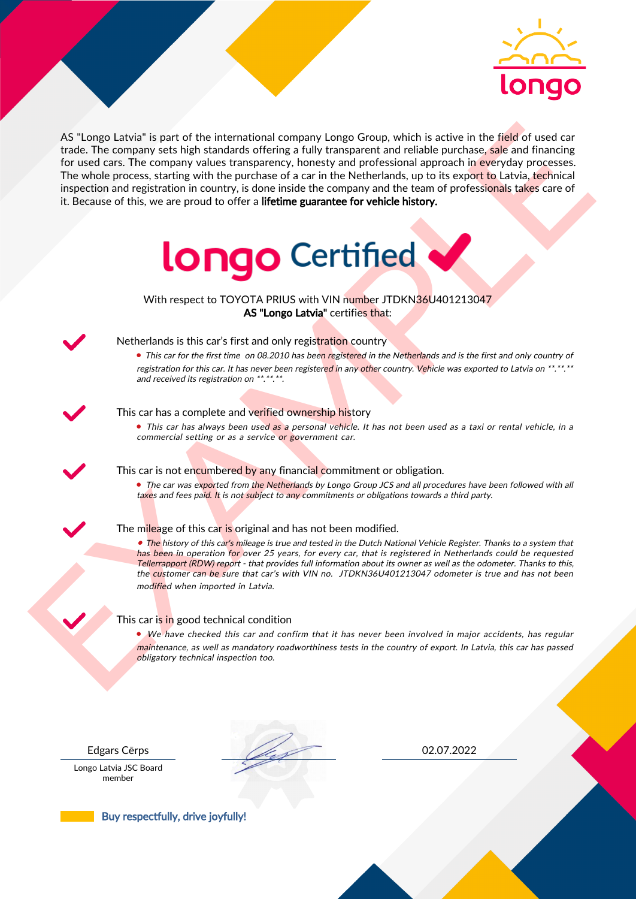longo

AS "Longo Latvia" is part of the international company Longo Group, which is active in the field of used car trade. The company sets high standards offering a fully transparent and reliable purchase, sale and financing for used cars. The company values transparency, honesty and professional approach in everyday processes. The whole process, starting with the purchase of a car in the Netherlands, up to its export to Latvia, technical inspection and registration in country, is done inside the company and the team of professionals takes care of it. Because of this, we are proud to offer a **lifetime guarantee for vehicle history.**

# longo Certified ✔

With respect to TOYOTA PRIUS with VIN number JTDKN36U401213047
**AS "Longo Latvia"** certifies that:

✔ Netherlands is this car's first and only registration country

- *This car for the first time on 08.2010 has been registered in the Netherlands and is the first and only country of registration for this car. It has never been registered in any other country. Vehicle was exported to Latvia on **.**.** and received its registration on **.**.**.*

✔ This car has a complete and verified ownership history

- *This car has always been used as a personal vehicle. It has not been used as a taxi or rental vehicle, in a commercial setting or as a service or government car.*

✔ This car is not encumbered by any financial commitment or obligation.

- *The car was exported from the Netherlands by Longo Group JCS and all procedures have been followed with all taxes and fees paid. It is not subject to any commitments or obligations towards a third party.*

✔ The mileage of this car is original and has not been modified.

- *The history of this car's mileage is true and tested in the Dutch National Vehicle Register. Thanks to a system that has been in operation for over 25 years, for every car, that is registered in Netherlands could be requested Tellerrapport (RDW) report - that provides full information about its owner as well as the odometer. Thanks to this, the customer can be sure that car's with VIN no. JTDKN36U401213047 odometer is true and has not been modified when imported in Latvia.*

✔ This car is in good technical condition

- *We have checked this car and confirm that it has never been involved in major accidents, has regular maintenance, as well as mandatory roadworthiness tests in the country of export. In Latvia, this car has passed obligatory technical inspection too.*

Edgars Cērps
Longo Latvia JSC Board member

02.07.2022

**Buy respectfully, drive joyfully!**

EXAMPLE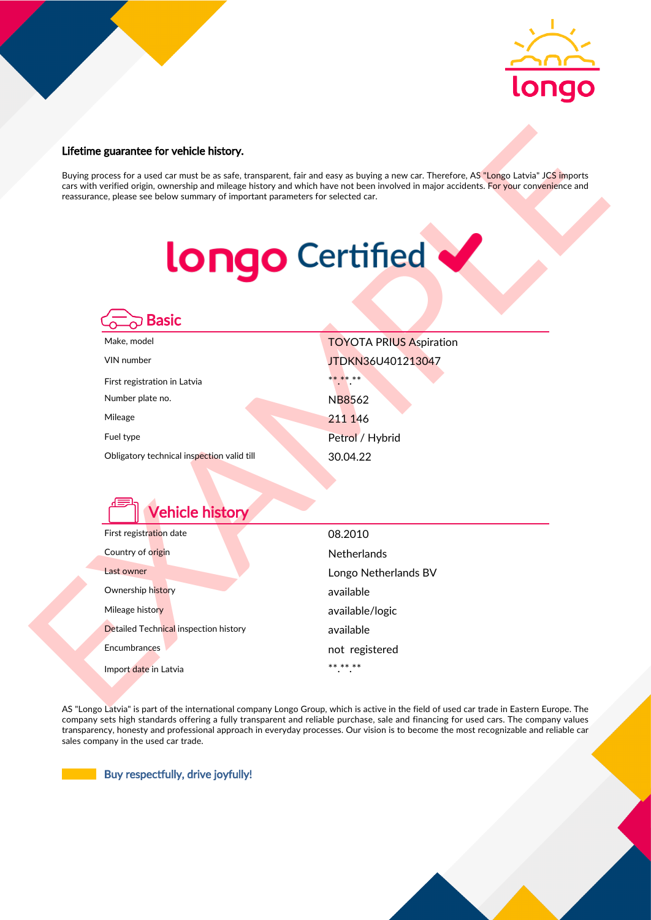## Lifetime guarantee for vehicle history.

Buying process for a used car must be as safe, transparent, fair and easy as buying a new car. Therefore, AS "Longo Latvia" JCS imports cars with verified origin, ownership and mileage history and which have not been involved in major accidents. For your convenience and reassurance, please see below summary of important parameters for selected car.

# longo Certified

## Basic

| | |
|---|---|
| Make, model | TOYOTA PRIUS Aspiration |
| VIN number | JTDKN36U401213047 |
| First registration in Latvia | **.**.** |
| Number plate no. | NB8562 |
| Mileage | 211 146 |
| Fuel type | Petrol / Hybrid |
| Obligatory technical inspection valid till | 30.04.22 |

## Vehicle history

| | |
|---|---|
| First registration date | 08.2010 |
| Country of origin | Netherlands |
| Last owner | Longo Netherlands BV |
| Ownership history | available |
| Mileage history | available/logic |
| Detailed Technical inspection history | available |
| Encumbrances | not registered |
| Import date in Latvia | **.**.** |

AS "Longo Latvia" is part of the international company Longo Group, which is active in the field of used car trade in Eastern Europe. The company sets high standards offering a fully transparent and reliable purchase, sale and financing for used cars. The company values transparency, honesty and professional approach in everyday processes. Our vision is to become the most recognizable and reliable car sales company in the used car trade.

**Buy respectfully, drive joyfully!**